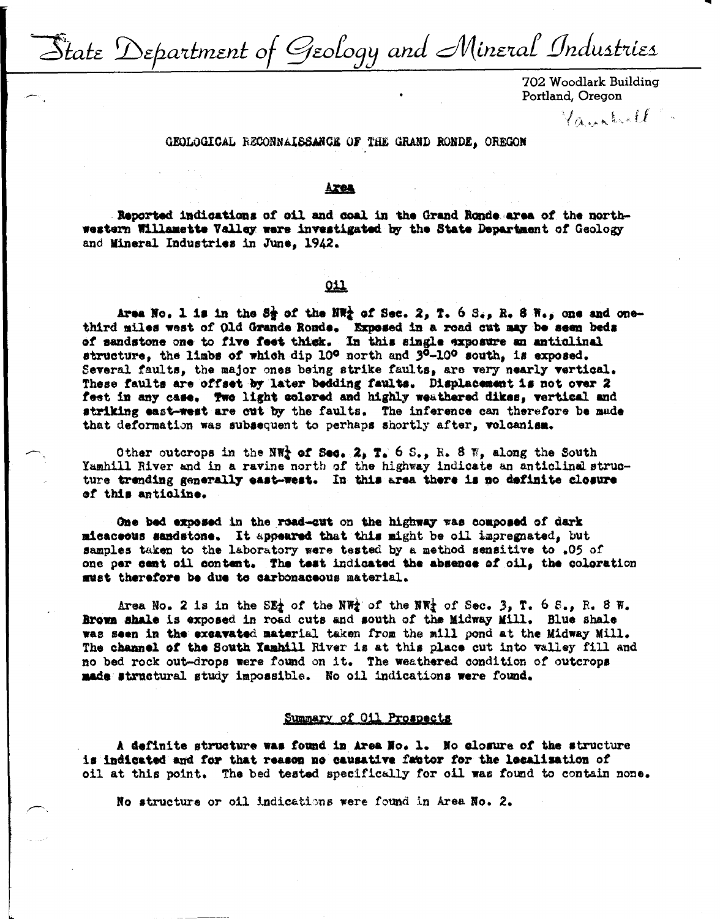State Department of Geology and Mineral Industries

702 Woodlark Building
Portland, Oregon

Yamhill

# GEOLOGICAL RECONNAISSANCE OF THE GRAND RONDE, OREGON

## Area

Reported indications of oil and coal in the Grand Ronde area of the northwestern Willamette Valley were investigated by the State Department of Geology and Mineral Industries in June, 1942.

## Oil

Area No. 1 is in the S½ of the NW¼ of Sec. 2, T. 6 S., R. 8 W., one and one-third miles west of Old Grande Ronde. Exposed in a road cut may be seen beds of sandstone one to five feet thick. In this single exposure an anticlinal structure, the limbs of which dip 10° north and 3°-10° south, is exposed. Several faults, the major ones being strike faults, are very nearly vertical. These faults are offset by later bedding faults. Displacement is not over 2 feet in any case. Two light colored and highly weathered dikes, vertical and striking east-west are cut by the faults. The inference can therefore be made that deformation was subsequent to perhaps shortly after, volcanism.

Other outcrops in the NW¼ of Sec. 2, T. 6 S., R. 8 W, along the South Yamhill River and in a ravine north of the highway indicate an anticlinal structure trending generally east-west. In this area there is no definite closure of this anticline.

One bed exposed in the road-cut on the highway was composed of dark micaceous sandstone. It appeared that this might be oil impregnated, but samples taken to the laboratory were tested by a method sensitive to .05 of one per cent oil content. The test indicated the absence of oil, the coloration must therefore be due to carbonaceous material.

Area No. 2 is in the SE¼ of the NW¼ of the NW¼ of Sec. 3, T. 6 S., R. 8 W. Brown shale is exposed in road cuts and south of the Midway Mill. Blue shale was seen in the excavated material taken from the mill pond at the Midway Mill. The channel of the South Yamhill River is at this place cut into valley fill and no bed rock out-crops were found on it. The weathered condition of outcrops made structural study impossible. No oil indications were found.

## Summary of Oil Prospects

A definite structure was found in Area No. 1. No closure of the structure is indicated and for that reason no causative factor for the localization of oil at this point. The bed tested specifically for oil was found to contain none.

No structure or oil indications were found in Area No. 2.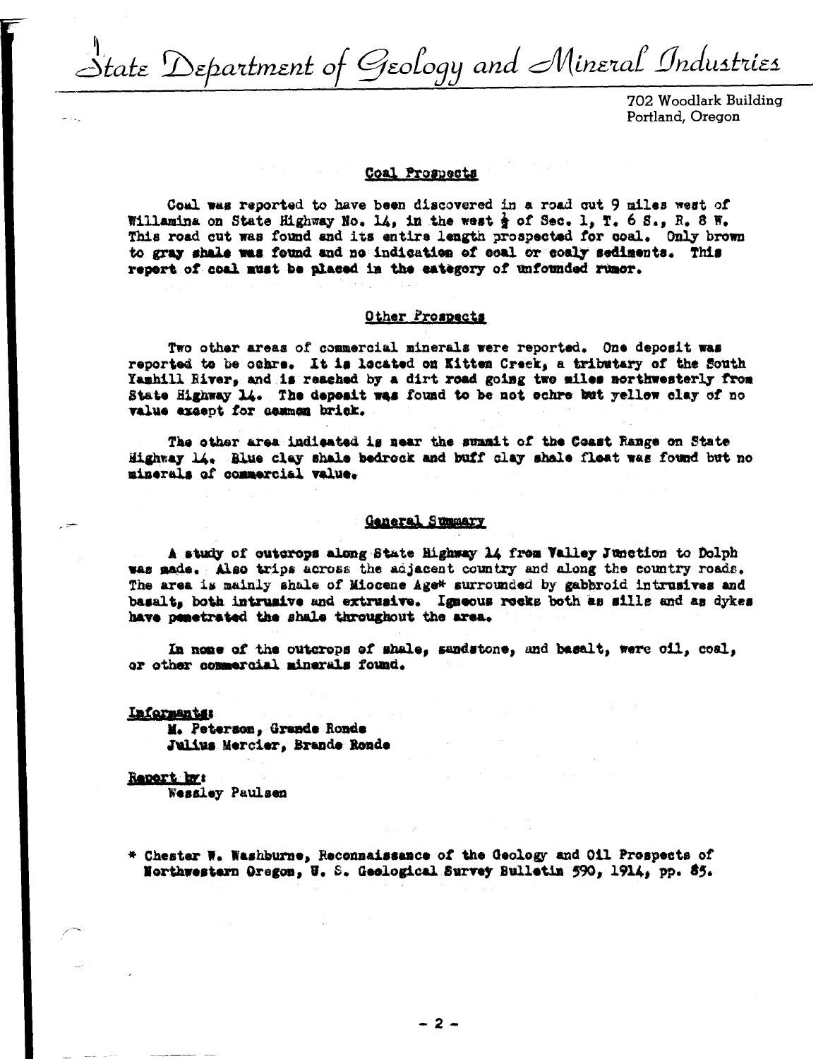State Department of Geology and Mineral Industries

702 Woodlark Building
Portland, Oregon

## Coal Prospects

Coal was reported to have been discovered in a road cut 9 miles west of Willamina on State Highway No. 14, in the west ½ of Sec. 1, T. 6 S., R. 8 W. This road cut was found and its entire length prospected for coal. Only brown to gray shale was found and no indication of coal or coaly sediments. This report of coal must be placed in the category of unfounded rumor.

## Other Prospects

Two other areas of commercial minerals were reported. One deposit was reported to be ochre. It is located on Kitten Creek, a tributary of the South Yamhill River, and is reached by a dirt road going two miles northwesterly from State Highway 14. The deposit was found to be not ochre but yellow clay of no value except for common brick.

The other area indicated is near the summit of the Coast Range on State Highway 14. Blue clay shale bedrock and buff clay shale float was found but no minerals of commercial value.

## General Summary

A study of outcrops along State Highway 14 from Valley Junction to Dolph was made. Also trips across the adjacent country and along the country roads. The area is mainly shale of Miocene Age* surrounded by gabbroid intrusives and basalt, both intrusive and extrusive. Igneous rocks both as sills and as dykes have penetrated the shale throughout the area.

In none of the outcrops of shale, sandstone, and basalt, were oil, coal, or other commercial minerals found.

Informants:
M. Peterson, Grande Ronde
Julius Mercier, Brande Ronde

Report by:
Wessley Paulsen

\* Chester W. Washburne, Reconnaissance of the Geology and Oil Prospects of Northwestern Oregon, U. S. Geological Survey Bulletin 590, 1914, pp. 85.